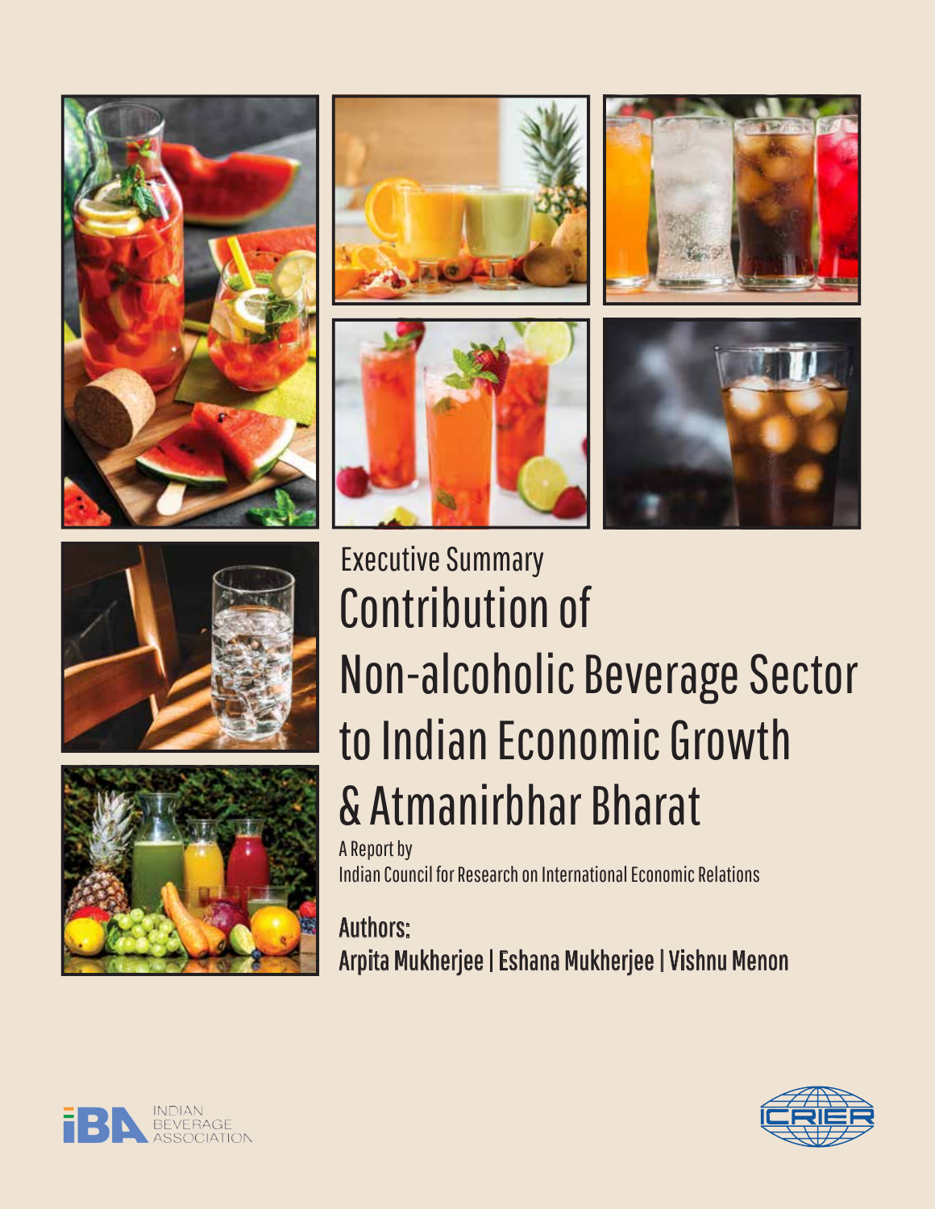Executive Summary

# Contribution of Non-alcoholic Beverage Sector to Indian Economic Growth & Atmanirbhar Bharat

A Report by
Indian Council for Research on International Economic Relations

**Authors:**
**Arpita Mukherjee | Eshana Mukherjee | Vishnu Menon**

INDIAN BEVERAGE ASSOCIATION

ICRIER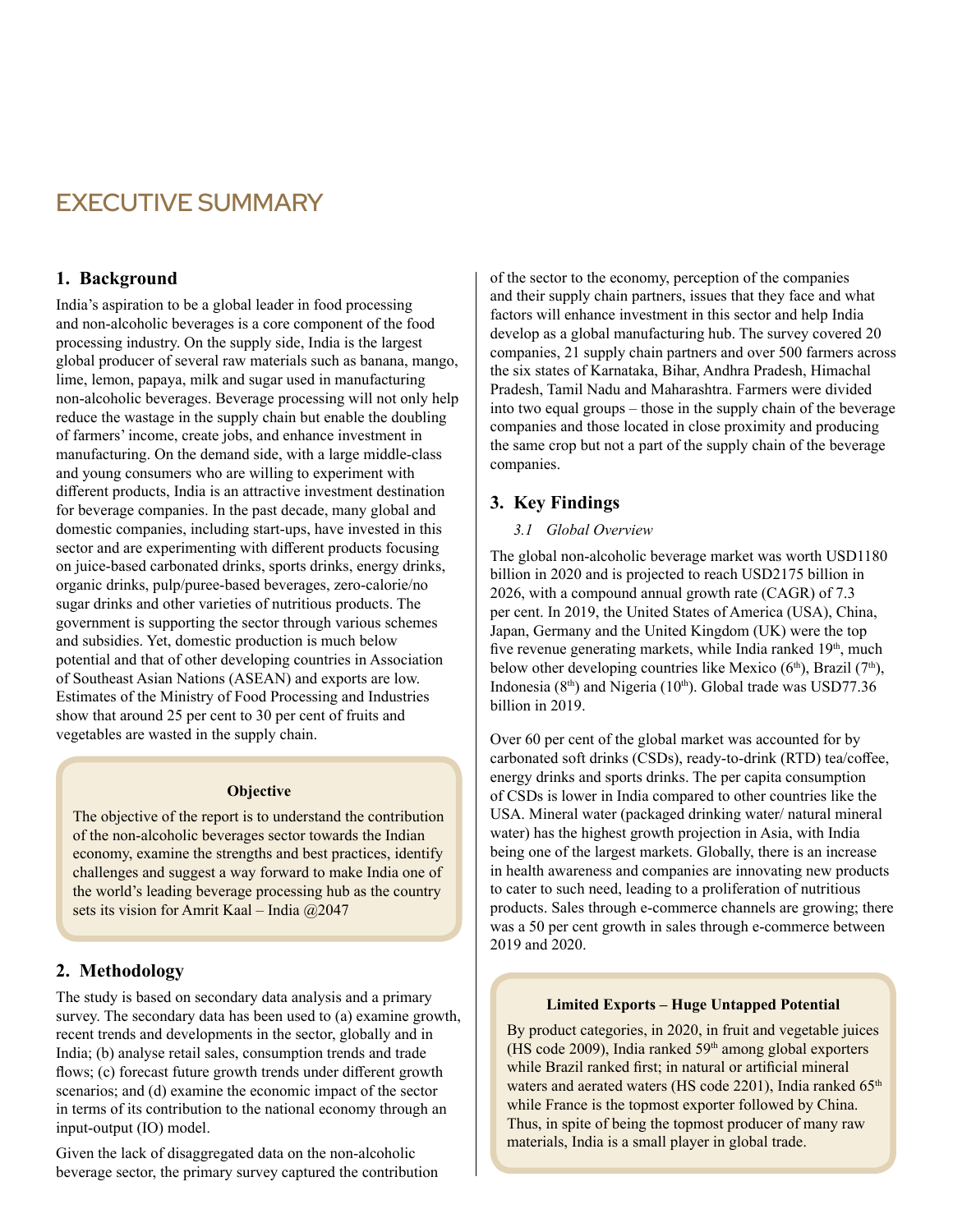# EXECUTIVE SUMMARY

## 1. Background

India's aspiration to be a global leader in food processing and non-alcoholic beverages is a core component of the food processing industry. On the supply side, India is the largest global producer of several raw materials such as banana, mango, lime, lemon, papaya, milk and sugar used in manufacturing non-alcoholic beverages. Beverage processing will not only help reduce the wastage in the supply chain but enable the doubling of farmers' income, create jobs, and enhance investment in manufacturing. On the demand side, with a large middle-class and young consumers who are willing to experiment with different products, India is an attractive investment destination for beverage companies. In the past decade, many global and domestic companies, including start-ups, have invested in this sector and are experimenting with different products focusing on juice-based carbonated drinks, sports drinks, energy drinks, organic drinks, pulp/puree-based beverages, zero-calorie/no sugar drinks and other varieties of nutritious products. The government is supporting the sector through various schemes and subsidies. Yet, domestic production is much below potential and that of other developing countries in Association of Southeast Asian Nations (ASEAN) and exports are low. Estimates of the Ministry of Food Processing and Industries show that around 25 per cent to 30 per cent of fruits and vegetables are wasted in the supply chain.

> **Objective**
>
> The objective of the report is to understand the contribution of the non-alcoholic beverages sector towards the Indian economy, examine the strengths and best practices, identify challenges and suggest a way forward to make India one of the world's leading beverage processing hub as the country sets its vision for Amrit Kaal – India @2047

## 2. Methodology

The study is based on secondary data analysis and a primary survey. The secondary data has been used to (a) examine growth, recent trends and developments in the sector, globally and in India; (b) analyse retail sales, consumption trends and trade flows; (c) forecast future growth trends under different growth scenarios; and (d) examine the economic impact of the sector in terms of its contribution to the national economy through an input-output (IO) model.

Given the lack of disaggregated data on the non-alcoholic beverage sector, the primary survey captured the contribution of the sector to the economy, perception of the companies and their supply chain partners, issues that they face and what factors will enhance investment in this sector and help India develop as a global manufacturing hub. The survey covered 20 companies, 21 supply chain partners and over 500 farmers across the six states of Karnataka, Bihar, Andhra Pradesh, Himachal Pradesh, Tamil Nadu and Maharashtra. Farmers were divided into two equal groups – those in the supply chain of the beverage companies and those located in close proximity and producing the same crop but not a part of the supply chain of the beverage companies.

## 3. Key Findings

### *3.1 Global Overview*

The global non-alcoholic beverage market was worth USD1180 billion in 2020 and is projected to reach USD2175 billion in 2026, with a compound annual growth rate (CAGR) of 7.3 per cent. In 2019, the United States of America (USA), China, Japan, Germany and the United Kingdom (UK) were the top five revenue generating markets, while India ranked 19th, much below other developing countries like Mexico (6th), Brazil (7th), Indonesia (8th) and Nigeria (10th). Global trade was USD77.36 billion in 2019.

Over 60 per cent of the global market was accounted for by carbonated soft drinks (CSDs), ready-to-drink (RTD) tea/coffee, energy drinks and sports drinks. The per capita consumption of CSDs is lower in India compared to other countries like the USA. Mineral water (packaged drinking water/ natural mineral water) has the highest growth projection in Asia, with India being one of the largest markets. Globally, there is an increase in health awareness and companies are innovating new products to cater to such need, leading to a proliferation of nutritious products. Sales through e-commerce channels are growing; there was a 50 per cent growth in sales through e-commerce between 2019 and 2020.

> **Limited Exports – Huge Untapped Potential**
>
> By product categories, in 2020, in fruit and vegetable juices (HS code 2009), India ranked 59th among global exporters while Brazil ranked first; in natural or artificial mineral waters and aerated waters (HS code 2201), India ranked 65th while France is the topmost exporter followed by China. Thus, in spite of being the topmost producer of many raw materials, India is a small player in global trade.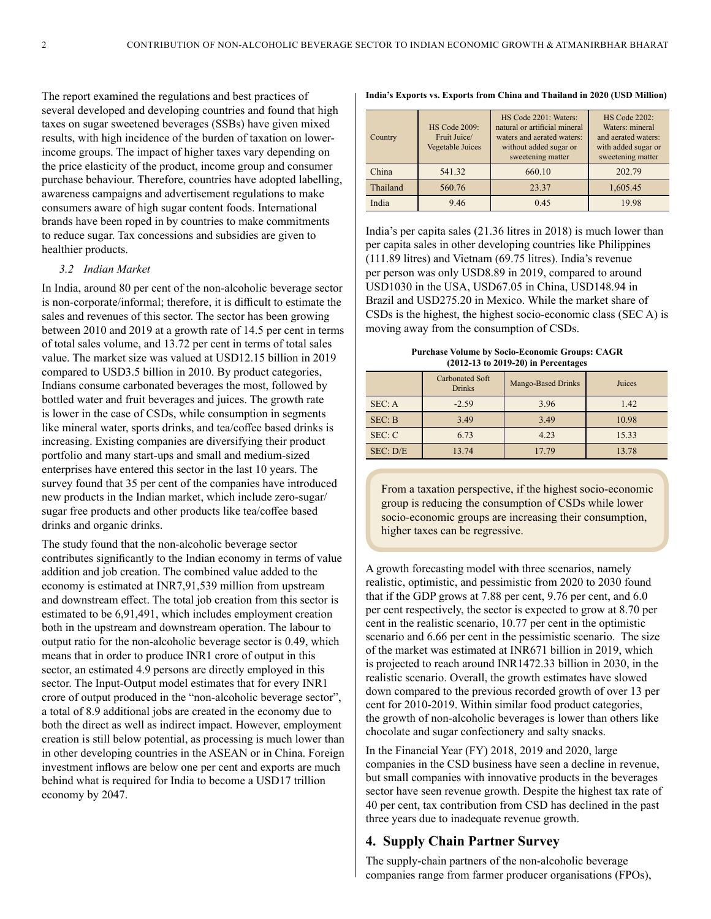The report examined the regulations and best practices of several developed and developing countries and found that high taxes on sugar sweetened beverages (SSBs) have given mixed results, with high incidence of the burden of taxation on lower-income groups. The impact of higher taxes vary depending on the price elasticity of the product, income group and consumer purchase behaviour. Therefore, countries have adopted labelling, awareness campaigns and advertisement regulations to make consumers aware of high sugar content foods. International brands have been roped in by countries to make commitments to reduce sugar. Tax concessions and subsidies are given to healthier products.

### *3.2 Indian Market*

In India, around 80 per cent of the non-alcoholic beverage sector is non-corporate/informal; therefore, it is difficult to estimate the sales and revenues of this sector. The sector has been growing between 2010 and 2019 at a growth rate of 14.5 per cent in terms of total sales volume, and 13.72 per cent in terms of total sales value. The market size was valued at USD12.15 billion in 2019 compared to USD3.5 billion in 2010. By product categories, Indians consume carbonated beverages the most, followed by bottled water and fruit beverages and juices. The growth rate is lower in the case of CSDs, while consumption in segments like mineral water, sports drinks, and tea/coffee based drinks is increasing. Existing companies are diversifying their product portfolio and many start-ups and small and medium-sized enterprises have entered this sector in the last 10 years. The survey found that 35 per cent of the companies have introduced new products in the Indian market, which include zero-sugar/sugar free products and other products like tea/coffee based drinks and organic drinks.

The study found that the non-alcoholic beverage sector contributes significantly to the Indian economy in terms of value addition and job creation. The combined value added to the economy is estimated at INR7,91,539 million from upstream and downstream effect. The total job creation from this sector is estimated to be 6,91,491, which includes employment creation both in the upstream and downstream operation. The labour to output ratio for the non-alcoholic beverage sector is 0.49, which means that in order to produce INR1 crore of output in this sector, an estimated 4.9 persons are directly employed in this sector. The Input-Output model estimates that for every INR1 crore of output produced in the "non-alcoholic beverage sector", a total of 8.9 additional jobs are created in the economy due to both the direct as well as indirect impact. However, employment creation is still below potential, as processing is much lower than in other developing countries in the ASEAN or in China. Foreign investment inflows are below one per cent and exports are much behind what is required for India to become a USD17 trillion economy by 2047.

**India's Exports vs. Exports from China and Thailand in 2020 (USD Million)**

| Country | HS Code 2009: Fruit Juice/ Vegetable Juices | HS Code 2201: Waters: natural or artificial mineral waters and aerated waters: without added sugar or sweetening matter | HS Code 2202: Waters: mineral and aerated waters: with added sugar or sweetening matter |
|---|---|---|---|
| China | 541.32 | 660.10 | 202.79 |
| Thailand | 560.76 | 23.37 | 1,605.45 |
| India | 9.46 | 0.45 | 19.98 |

India's per capita sales (21.36 litres in 2018) is much lower than per capita sales in other developing countries like Philippines (111.89 litres) and Vietnam (69.75 litres). India's revenue per person was only USD8.89 in 2019, compared to around USD1030 in the USA, USD67.05 in China, USD148.94 in Brazil and USD275.20 in Mexico. While the market share of CSDs is the highest, the highest socio-economic class (SEC A) is moving away from the consumption of CSDs.

**Purchase Volume by Socio-Economic Groups: CAGR (2012-13 to 2019-20) in Percentages**

| | Carbonated Soft Drinks | Mango-Based Drinks | Juices |
|---|---|---|---|
| SEC: A | -2.59 | 3.96 | 1.42 |
| SEC: B | 3.49 | 3.49 | 10.98 |
| SEC: C | 6.73 | 4.23 | 15.33 |
| SEC: D/E | 13.74 | 17.79 | 13.78 |

From a taxation perspective, if the highest socio-economic group is reducing the consumption of CSDs while lower socio-economic groups are increasing their consumption, higher taxes can be regressive.

A growth forecasting model with three scenarios, namely realistic, optimistic, and pessimistic from 2020 to 2030 found that if the GDP grows at 7.88 per cent, 9.76 per cent, and 6.0 per cent respectively, the sector is expected to grow at 8.70 per cent in the realistic scenario, 10.77 per cent in the optimistic scenario and 6.66 per cent in the pessimistic scenario. The size of the market was estimated at INR671 billion in 2019, which is projected to reach around INR1472.33 billion in 2030, in the realistic scenario. Overall, the growth estimates have slowed down compared to the previous recorded growth of over 13 per cent for 2010-2019. Within similar food product categories, the growth of non-alcoholic beverages is lower than others like chocolate and sugar confectionery and salty snacks.

In the Financial Year (FY) 2018, 2019 and 2020, large companies in the CSD business have seen a decline in revenue, but small companies with innovative products in the beverages sector have seen revenue growth. Despite the highest tax rate of 40 per cent, tax contribution from CSD has declined in the past three years due to inadequate revenue growth.

## 4. Supply Chain Partner Survey

The supply-chain partners of the non-alcoholic beverage companies range from farmer producer organisations (FPOs),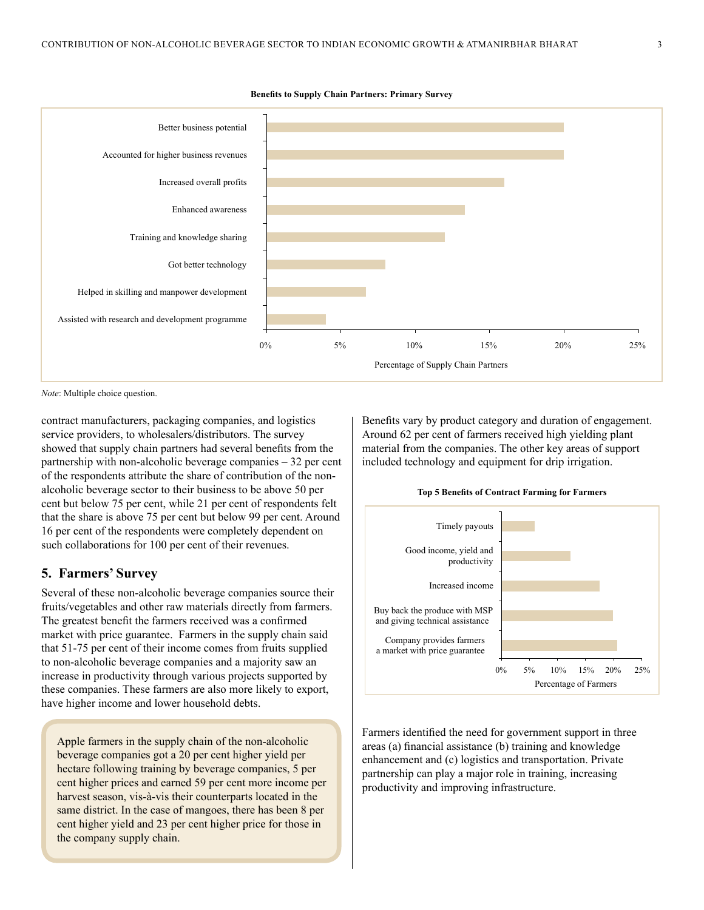**Benefits to Supply Chain Partners: Primary Survey**

| Benefit | Percentage of Supply Chain Partners |
|---|---|
| Better business potential | 20% |
| Accounted for higher business revenues | 20% |
| Increased overall profits | 16% |
| Enhanced awareness | 13.3% |
| Training and knowledge sharing | 12% |
| Got better technology | 8% |
| Helped in skilling and manpower development | 6.7% |
| Assisted with research and development programme | 4% |

*Note*: Multiple choice question.

contract manufacturers, packaging companies, and logistics service providers, to wholesalers/distributors. The survey showed that supply chain partners had several benefits from the partnership with non-alcoholic beverage companies – 32 per cent of the respondents attribute the share of contribution of the non-alcoholic beverage sector to their business to be above 50 per cent but below 75 per cent, while 21 per cent of respondents felt that the share is above 75 per cent but below 99 per cent. Around 16 per cent of the respondents were completely dependent on such collaborations for 100 per cent of their revenues.

## 5. Farmers' Survey

Several of these non-alcoholic beverage companies source their fruits/vegetables and other raw materials directly from farmers. The greatest benefit the farmers received was a confirmed market with price guarantee. Farmers in the supply chain said that 51-75 per cent of their income comes from fruits supplied to non-alcoholic beverage companies and a majority saw an increase in productivity through various projects supported by these companies. These farmers are also more likely to export, have higher income and lower household debts.

> Apple farmers in the supply chain of the non-alcoholic beverage companies got a 20 per cent higher yield per hectare following training by beverage companies, 5 per cent higher prices and earned 59 per cent more income per harvest season, vis-à-vis their counterparts located in the same district. In the case of mangoes, there has been 8 per cent higher yield and 23 per cent higher price for those in the company supply chain.

Benefits vary by product category and duration of engagement. Around 62 per cent of farmers received high yielding plant material from the companies. The other key areas of support included technology and equipment for drip irrigation.

**Top 5 Benefits of Contract Farming for Farmers**

| Benefit | Percentage of Farmers |
|---|---|
| Timely payouts | ~6% |
| Good income, yield and productivity | ~12% |
| Increased income | ~17.5% |
| Buy back the produce with MSP and giving technical assistance | ~20% |
| Company provides farmers a market with price guarantee | ~21% |

Farmers identified the need for government support in three areas (a) financial assistance (b) training and knowledge enhancement and (c) logistics and transportation. Private partnership can play a major role in training, increasing productivity and improving infrastructure.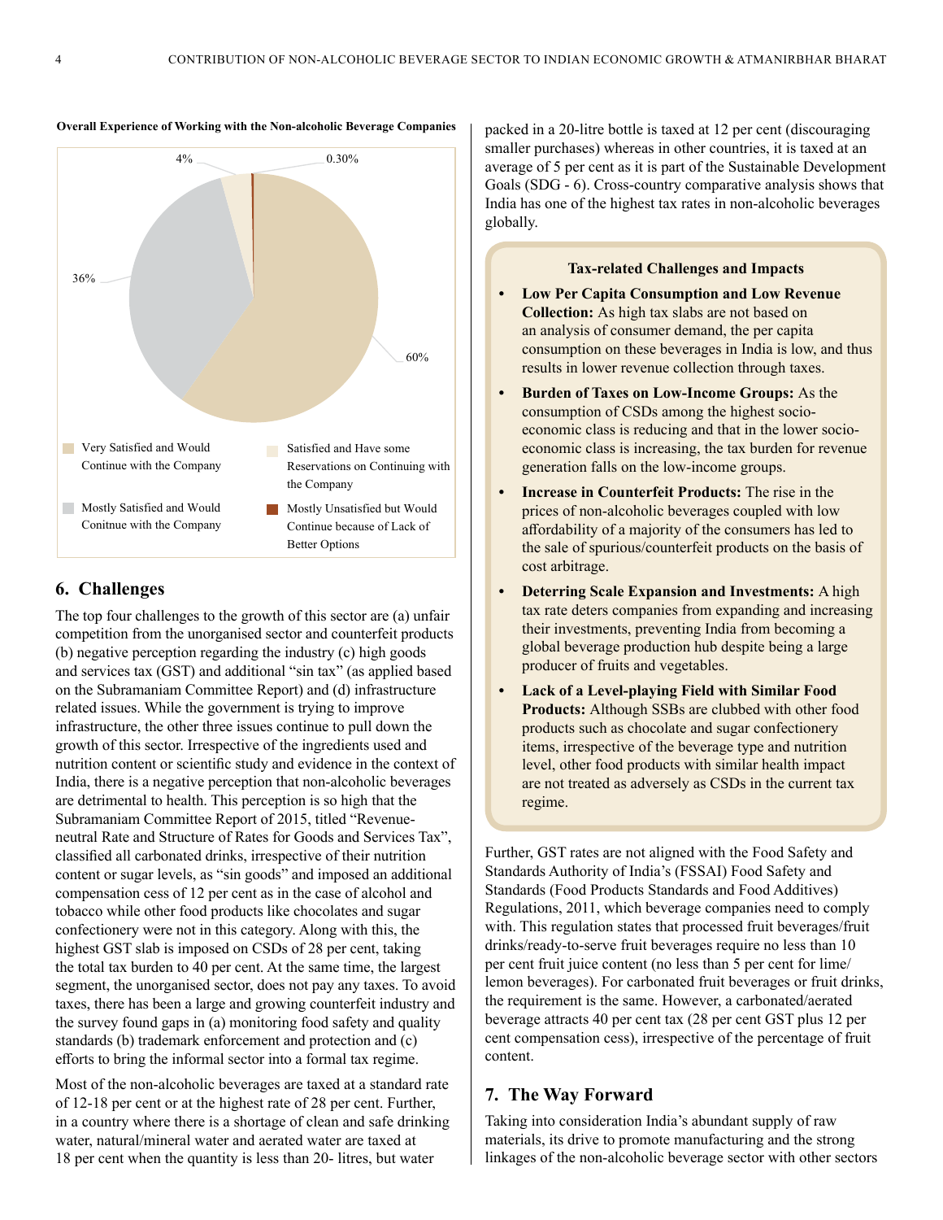**Overall Experience of Working with the Non-alcoholic Beverage Companies**

| Response | Share |
|---|---|
| Very Satisfied and Would Continue with the Company | 60% |
| Mostly Satisfied and Would Conitnue with the Company | 36% |
| Satisfied and Have some Reservations on Continuing with the Company | 4% |
| Mostly Unsatisfied but Would Continue because of Lack of Better Options | 0.30% |

## 6. Challenges

The top four challenges to the growth of this sector are (a) unfair competition from the unorganised sector and counterfeit products (b) negative perception regarding the industry (c) high goods and services tax (GST) and additional "sin tax" (as applied based on the Subramaniam Committee Report) and (d) infrastructure related issues. While the government is trying to improve infrastructure, the other three issues continue to pull down the growth of this sector. Irrespective of the ingredients used and nutrition content or scientific study and evidence in the context of India, there is a negative perception that non-alcoholic beverages are detrimental to health. This perception is so high that the Subramaniam Committee Report of 2015, titled "Revenue-neutral Rate and Structure of Rates for Goods and Services Tax", classified all carbonated drinks, irrespective of their nutrition content or sugar levels, as "sin goods" and imposed an additional compensation cess of 12 per cent as in the case of alcohol and tobacco while other food products like chocolates and sugar confectionery were not in this category. Along with this, the highest GST slab is imposed on CSDs of 28 per cent, taking the total tax burden to 40 per cent. At the same time, the largest segment, the unorganised sector, does not pay any taxes. To avoid taxes, there has been a large and growing counterfeit industry and the survey found gaps in (a) monitoring food safety and quality standards (b) trademark enforcement and protection and (c) efforts to bring the informal sector into a formal tax regime.

Most of the non-alcoholic beverages are taxed at a standard rate of 12-18 per cent or at the highest rate of 28 per cent. Further, in a country where there is a shortage of clean and safe drinking water, natural/mineral water and aerated water are taxed at 18 per cent when the quantity is less than 20- litres, but water packed in a 20-litre bottle is taxed at 12 per cent (discouraging smaller purchases) whereas in other countries, it is taxed at an average of 5 per cent as it is part of the Sustainable Development Goals (SDG - 6). Cross-country comparative analysis shows that India has one of the highest tax rates in non-alcoholic beverages globally.

**Tax-related Challenges and Impacts**

- **Low Per Capita Consumption and Low Revenue Collection:** As high tax slabs are not based on an analysis of consumer demand, the per capita consumption on these beverages in India is low, and thus results in lower revenue collection through taxes.
- **Burden of Taxes on Low-Income Groups:** As the consumption of CSDs among the highest socio-economic class is reducing and that in the lower socio-economic class is increasing, the tax burden for revenue generation falls on the low-income groups.
- **Increase in Counterfeit Products:** The rise in the prices of non-alcoholic beverages coupled with low affordability of a majority of the consumers has led to the sale of spurious/counterfeit products on the basis of cost arbitrage.
- **Deterring Scale Expansion and Investments:** A high tax rate deters companies from expanding and increasing their investments, preventing India from becoming a global beverage production hub despite being a large producer of fruits and vegetables.
- **Lack of a Level-playing Field with Similar Food Products:** Although SSBs are clubbed with other food products such as chocolate and sugar confectionery items, irrespective of the beverage type and nutrition level, other food products with similar health impact are not treated as adversely as CSDs in the current tax regime.

Further, GST rates are not aligned with the Food Safety and Standards Authority of India's (FSSAI) Food Safety and Standards (Food Products Standards and Food Additives) Regulations, 2011, which beverage companies need to comply with. This regulation states that processed fruit beverages/fruit drinks/ready-to-serve fruit beverages require no less than 10 per cent fruit juice content (no less than 5 per cent for lime/lemon beverages). For carbonated fruit beverages or fruit drinks, the requirement is the same. However, a carbonated/aerated beverage attracts 40 per cent tax (28 per cent GST plus 12 per cent compensation cess), irrespective of the percentage of fruit content.

## 7. The Way Forward

Taking into consideration India's abundant supply of raw materials, its drive to promote manufacturing and the strong linkages of the non-alcoholic beverage sector with other sectors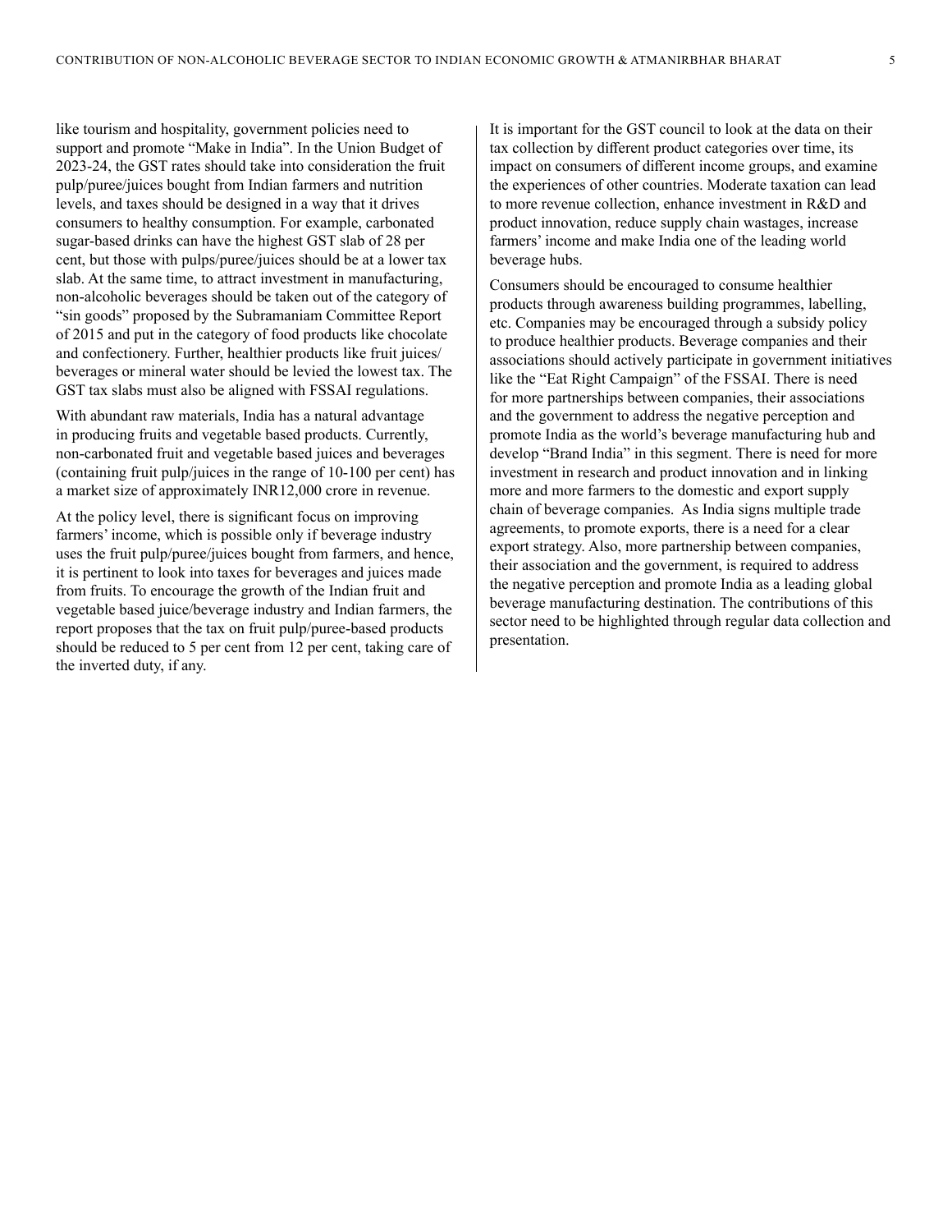like tourism and hospitality, government policies need to support and promote "Make in India". In the Union Budget of 2023-24, the GST rates should take into consideration the fruit pulp/puree/juices bought from Indian farmers and nutrition levels, and taxes should be designed in a way that it drives consumers to healthy consumption. For example, carbonated sugar-based drinks can have the highest GST slab of 28 per cent, but those with pulps/puree/juices should be at a lower tax slab. At the same time, to attract investment in manufacturing, non-alcoholic beverages should be taken out of the category of "sin goods" proposed by the Subramaniam Committee Report of 2015 and put in the category of food products like chocolate and confectionery. Further, healthier products like fruit juices/ beverages or mineral water should be levied the lowest tax. The GST tax slabs must also be aligned with FSSAI regulations.

With abundant raw materials, India has a natural advantage in producing fruits and vegetable based products. Currently, non-carbonated fruit and vegetable based juices and beverages (containing fruit pulp/juices in the range of 10-100 per cent) has a market size of approximately INR12,000 crore in revenue.

At the policy level, there is significant focus on improving farmers' income, which is possible only if beverage industry uses the fruit pulp/puree/juices bought from farmers, and hence, it is pertinent to look into taxes for beverages and juices made from fruits. To encourage the growth of the Indian fruit and vegetable based juice/beverage industry and Indian farmers, the report proposes that the tax on fruit pulp/puree-based products should be reduced to 5 per cent from 12 per cent, taking care of the inverted duty, if any.

It is important for the GST council to look at the data on their tax collection by different product categories over time, its impact on consumers of different income groups, and examine the experiences of other countries. Moderate taxation can lead to more revenue collection, enhance investment in R&D and product innovation, reduce supply chain wastages, increase farmers' income and make India one of the leading world beverage hubs.

Consumers should be encouraged to consume healthier products through awareness building programmes, labelling, etc. Companies may be encouraged through a subsidy policy to produce healthier products. Beverage companies and their associations should actively participate in government initiatives like the "Eat Right Campaign" of the FSSAI. There is need for more partnerships between companies, their associations and the government to address the negative perception and promote India as the world's beverage manufacturing hub and develop "Brand India" in this segment. There is need for more investment in research and product innovation and in linking more and more farmers to the domestic and export supply chain of beverage companies. As India signs multiple trade agreements, to promote exports, there is a need for a clear export strategy. Also, more partnership between companies, their association and the government, is required to address the negative perception and promote India as a leading global beverage manufacturing destination. The contributions of this sector need to be highlighted through regular data collection and presentation.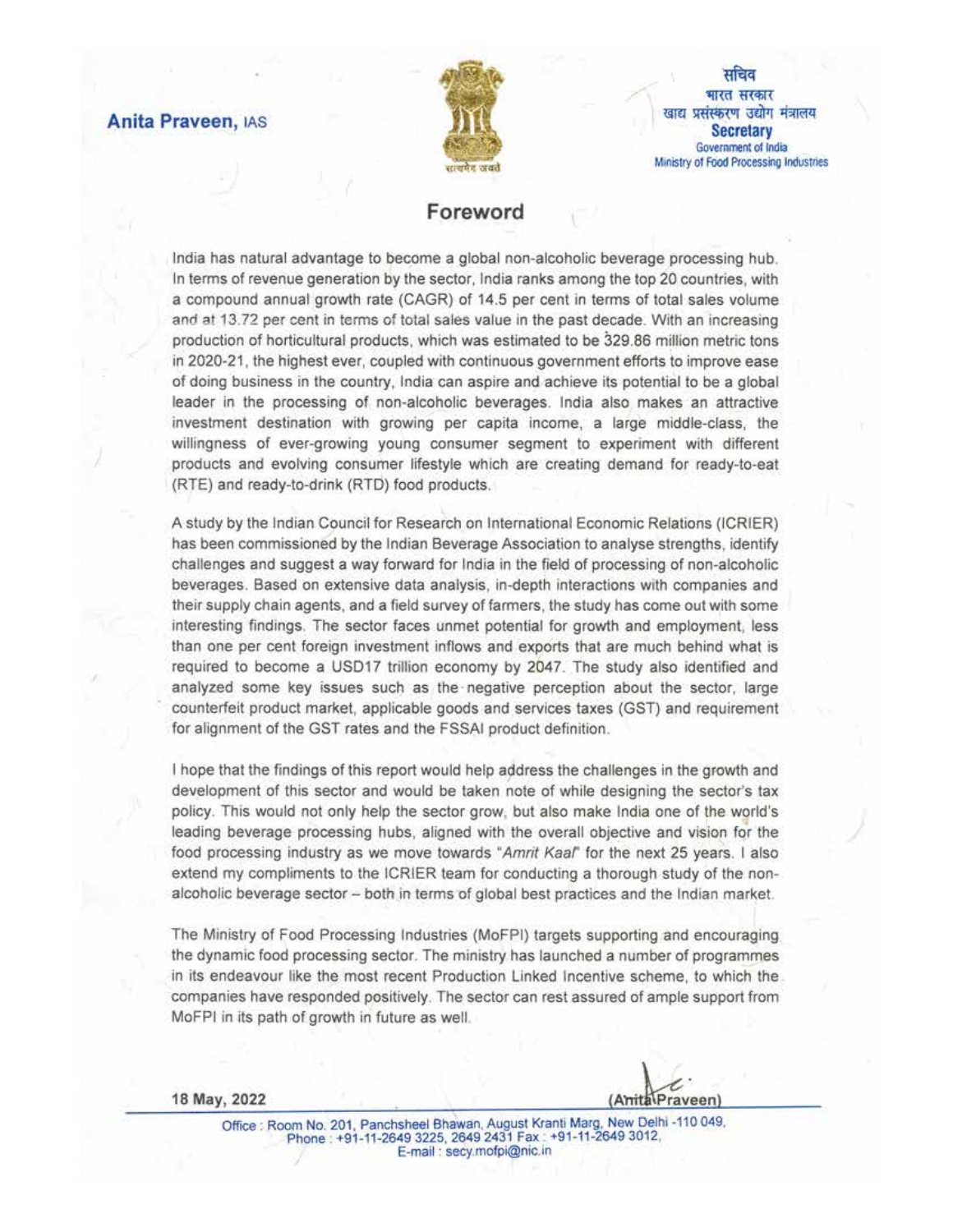**Anita Praveen**, IAS

सचिव
भारत सरकार
खाद्य प्रसंस्करण उद्योग मंत्रालय
**Secretary**
Government of India
Ministry of Food Processing Industries

## Foreword

India has natural advantage to become a global non-alcoholic beverage processing hub. In terms of revenue generation by the sector, India ranks among the top 20 countries, with a compound annual growth rate (CAGR) of 14.5 per cent in terms of total sales volume and at 13.72 per cent in terms of total sales value in the past decade. With an increasing production of horticultural products, which was estimated to be 329.86 million metric tons in 2020-21, the highest ever, coupled with continuous government efforts to improve ease of doing business in the country, India can aspire and achieve its potential to be a global leader in the processing of non-alcoholic beverages. India also makes an attractive investment destination with growing per capita income, a large middle-class, the willingness of ever-growing young consumer segment to experiment with different products and evolving consumer lifestyle which are creating demand for ready-to-eat (RTE) and ready-to-drink (RTD) food products.

A study by the Indian Council for Research on International Economic Relations (ICRIER) has been commissioned by the Indian Beverage Association to analyse strengths, identify challenges and suggest a way forward for India in the field of processing of non-alcoholic beverages. Based on extensive data analysis, in-depth interactions with companies and their supply chain agents, and a field survey of farmers, the study has come out with some interesting findings. The sector faces unmet potential for growth and employment, less than one per cent foreign investment inflows and exports that are much behind what is required to become a USD17 trillion economy by 2047. The study also identified and analyzed some key issues such as the negative perception about the sector, large counterfeit product market, applicable goods and services taxes (GST) and requirement for alignment of the GST rates and the FSSAI product definition.

I hope that the findings of this report would help address the challenges in the growth and development of this sector and would be taken note of while designing the sector's tax policy. This would not only help the sector grow, but also make India one of the world's leading beverage processing hubs, aligned with the overall objective and vision for the food processing industry as we move towards "*Amrit Kaal*" for the next 25 years. I also extend my compliments to the ICRIER team for conducting a thorough study of the non-alcoholic beverage sector – both in terms of global best practices and the Indian market.

The Ministry of Food Processing Industries (MoFPI) targets supporting and encouraging the dynamic food processing sector. The ministry has launched a number of programmes in its endeavour like the most recent Production Linked Incentive scheme, to which the companies have responded positively. The sector can rest assured of ample support from MoFPI in its path of growth in future as well.

**18 May, 2022**

(Anita Praveen)

Office : Room No. 201, Panchsheel Bhawan, August Kranti Marg, New Delhi -110 049, Phone : +91-11-2649 3225, 2649 2431 Fax : +91-11-2649 3012, E-mail : secy.mofpi@nic.in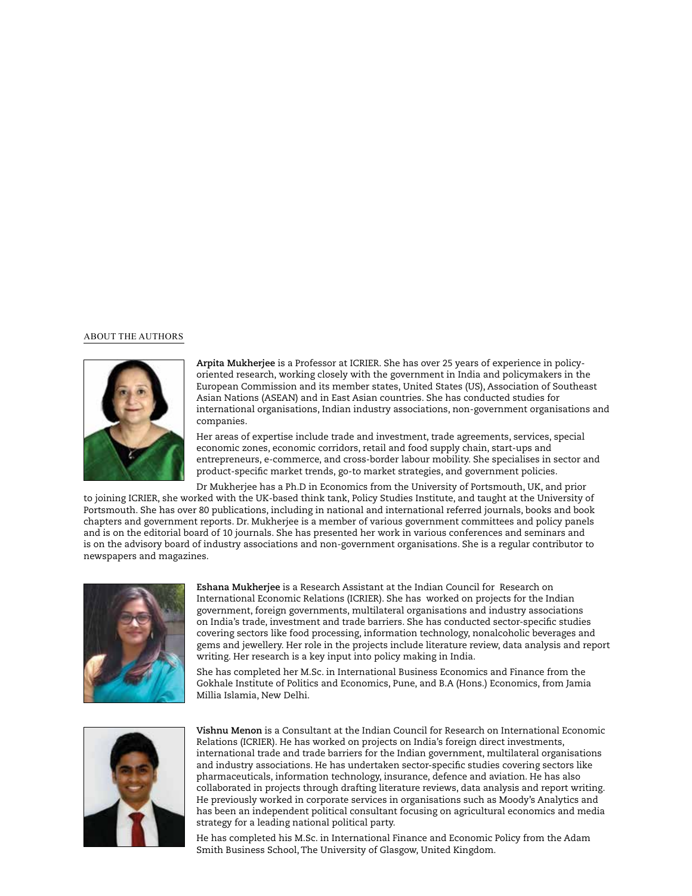## ABOUT THE AUTHORS

**Arpita Mukherjee** is a Professor at ICRIER. She has over 25 years of experience in policy-oriented research, working closely with the government in India and policymakers in the European Commission and its member states, United States (US), Association of Southeast Asian Nations (ASEAN) and in East Asian countries. She has conducted studies for international organisations, Indian industry associations, non-government organisations and companies.

Her areas of expertise include trade and investment, trade agreements, services, special economic zones, economic corridors, retail and food supply chain, start-ups and entrepreneurs, e-commerce, and cross-border labour mobility. She specialises in sector and product-specific market trends, go-to market strategies, and government policies.

Dr Mukherjee has a Ph.D in Economics from the University of Portsmouth, UK, and prior to joining ICRIER, she worked with the UK-based think tank, Policy Studies Institute, and taught at the University of Portsmouth. She has over 80 publications, including in national and international referred journals, books and book chapters and government reports. Dr. Mukherjee is a member of various government committees and policy panels and is on the editorial board of 10 journals. She has presented her work in various conferences and seminars and is on the advisory board of industry associations and non-government organisations. She is a regular contributor to newspapers and magazines.

**Eshana Mukherjee** is a Research Assistant at the Indian Council for Research on International Economic Relations (ICRIER). She has worked on projects for the Indian government, foreign governments, multilateral organisations and industry associations on India's trade, investment and trade barriers. She has conducted sector-specific studies covering sectors like food processing, information technology, nonalcoholic beverages and gems and jewellery. Her role in the projects include literature review, data analysis and report writing. Her research is a key input into policy making in India.

She has completed her M.Sc. in International Business Economics and Finance from the Gokhale Institute of Politics and Economics, Pune, and B.A (Hons.) Economics, from Jamia Millia Islamia, New Delhi.

**Vishnu Menon** is a Consultant at the Indian Council for Research on International Economic Relations (ICRIER). He has worked on projects on India's foreign direct investments, international trade and trade barriers for the Indian government, multilateral organisations and industry associations. He has undertaken sector-specific studies covering sectors like pharmaceuticals, information technology, insurance, defence and aviation. He has also collaborated in projects through drafting literature reviews, data analysis and report writing. He previously worked in corporate services in organisations such as Moody's Analytics and has been an independent political consultant focusing on agricultural economics and media strategy for a leading national political party.

He has completed his M.Sc. in International Finance and Economic Policy from the Adam Smith Business School, The University of Glasgow, United Kingdom.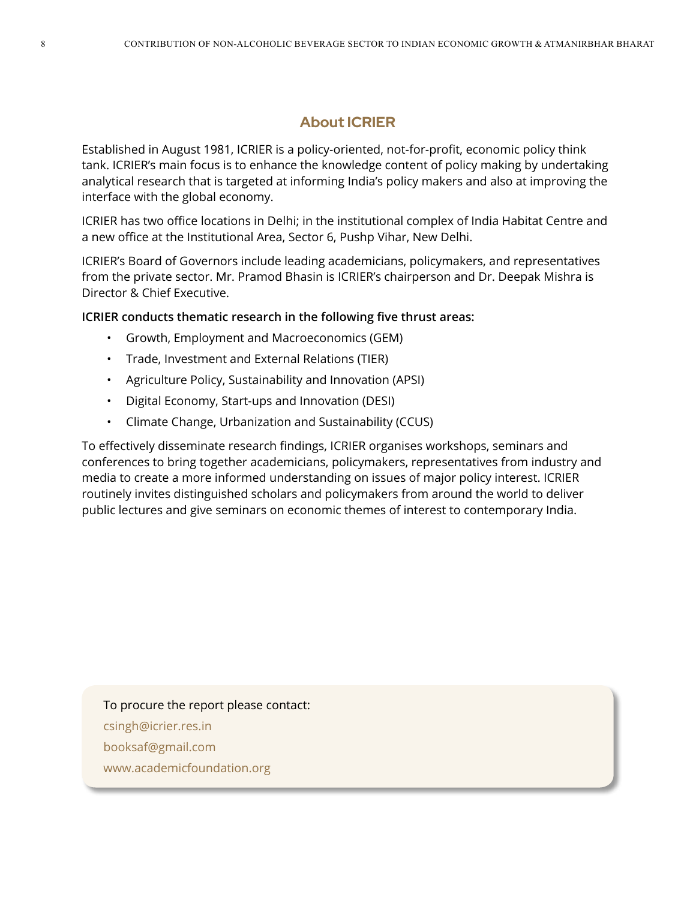## About ICRIER

Established in August 1981, ICRIER is a policy-oriented, not-for-profit, economic policy think tank. ICRIER's main focus is to enhance the knowledge content of policy making by undertaking analytical research that is targeted at informing India's policy makers and also at improving the interface with the global economy.

ICRIER has two office locations in Delhi; in the institutional complex of India Habitat Centre and a new office at the Institutional Area, Sector 6, Pushp Vihar, New Delhi.

ICRIER's Board of Governors include leading academicians, policymakers, and representatives from the private sector. Mr. Pramod Bhasin is ICRIER's chairperson and Dr. Deepak Mishra is Director & Chief Executive.

**ICRIER conducts thematic research in the following five thrust areas:**

- Growth, Employment and Macroeconomics (GEM)
- Trade, Investment and External Relations (TIER)
- Agriculture Policy, Sustainability and Innovation (APSI)
- Digital Economy, Start-ups and Innovation (DESI)
- Climate Change, Urbanization and Sustainability (CCUS)

To effectively disseminate research findings, ICRIER organises workshops, seminars and conferences to bring together academicians, policymakers, representatives from industry and media to create a more informed understanding on issues of major policy interest. ICRIER routinely invites distinguished scholars and policymakers from around the world to deliver public lectures and give seminars on economic themes of interest to contemporary India.

To procure the report please contact:

csingh@icrier.res.in

booksaf@gmail.com

www.academicfoundation.org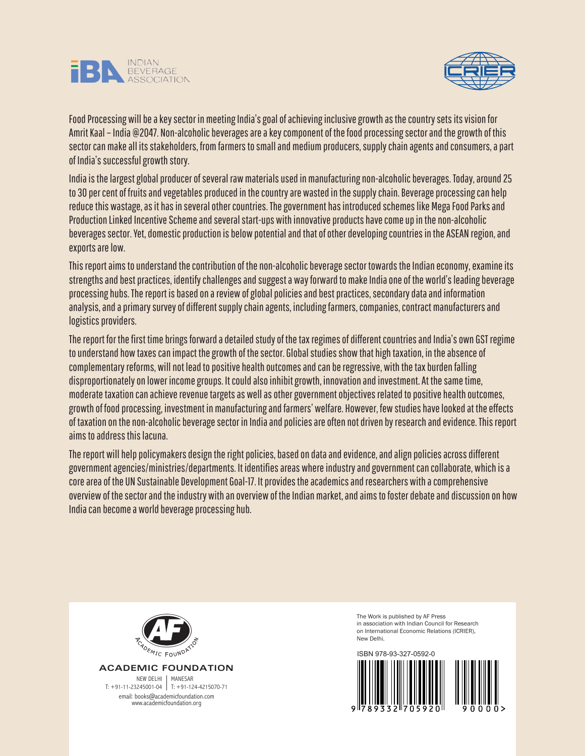INDIAN BEVERAGE ASSOCIATION

ICRIER

Food Processing will be a key sector in meeting India's goal of achieving inclusive growth as the country sets its vision for Amrit Kaal – India @2047. Non-alcoholic beverages are a key component of the food processing sector and the growth of this sector can make all its stakeholders, from farmers to small and medium producers, supply chain agents and consumers, a part of India's successful growth story.

India is the largest global producer of several raw materials used in manufacturing non-alcoholic beverages. Today, around 25 to 30 per cent of fruits and vegetables produced in the country are wasted in the supply chain. Beverage processing can help reduce this wastage, as it has in several other countries. The government has introduced schemes like Mega Food Parks and Production Linked Incentive Scheme and several start-ups with innovative products have come up in the non-alcoholic beverages sector. Yet, domestic production is below potential and that of other developing countries in the ASEAN region, and exports are low.

This report aims to understand the contribution of the non-alcoholic beverage sector towards the Indian economy, examine its strengths and best practices, identify challenges and suggest a way forward to make India one of the world's leading beverage processing hubs. The report is based on a review of global policies and best practices, secondary data and information analysis, and a primary survey of different supply chain agents, including farmers, companies, contract manufacturers and logistics providers.

The report for the first time brings forward a detailed study of the tax regimes of different countries and India's own GST regime to understand how taxes can impact the growth of the sector. Global studies show that high taxation, in the absence of complementary reforms, will not lead to positive health outcomes and can be regressive, with the tax burden falling disproportionately on lower income groups. It could also inhibit growth, innovation and investment. At the same time, moderate taxation can achieve revenue targets as well as other government objectives related to positive health outcomes, growth of food processing, investment in manufacturing and farmers' welfare. However, few studies have looked at the effects of taxation on the non-alcoholic beverage sector in India and policies are often not driven by research and evidence. This report aims to address this lacuna.

The report will help policymakers design the right policies, based on data and evidence, and align policies across different government agencies/ministries/departments. It identifies areas where industry and government can collaborate, which is a core area of the UN Sustainable Development Goal-17. It provides the academics and researchers with a comprehensive overview of the sector and the industry with an overview of the Indian market, and aims to foster debate and discussion on how India can become a world beverage processing hub.

ACADEMIC FOUNDATION

NEW DELHI | MANESAR
T: +91-11-23245001-04 | T: +91-124-4215070-71
email: books@academicfoundation.com
www.academicfoundation.org

The Work is published by AF Press in association with Indian Council for Research on International Economic Relations (ICRIER), New Delhi.

ISBN 978-93-327-0592-0